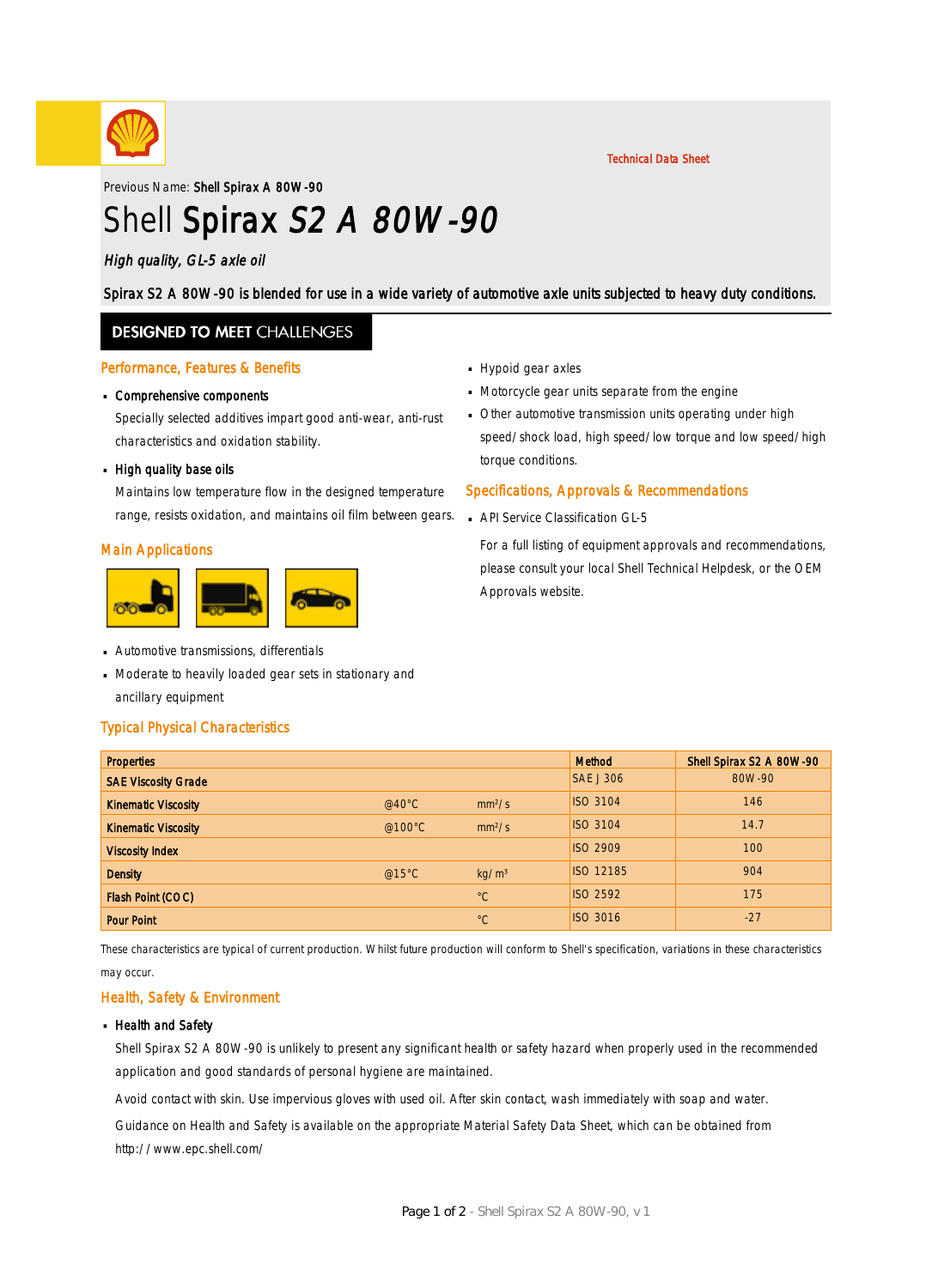Technical Data Sheet

Previous Name: **Shell Spirax A 80W-90**

# Shell **Spirax** *S2 A 80W-90*

*High quality, GL-5 axle oil*

**Spirax S2 A 80W-90 is blended for use in a wide variety of automotive axle units subjected to heavy duty conditions.**

**DESIGNED TO MEET CHALLENGES**

## Performance, Features & Benefits

- **Comprehensive components**

  Specially selected additives impart good anti-wear, anti-rust characteristics and oxidation stability.

- **High quality base oils**

  Maintains low temperature flow in the designed temperature range, resists oxidation, and maintains oil film between gears.

## Main Applications

- Automotive transmissions, differentials
- Moderate to heavily loaded gear sets in stationary and ancillary equipment
- Hypoid gear axles
- Motorcycle gear units separate from the engine
- Other automotive transmission units operating under high speed/shock load, high speed/low torque and low speed/high torque conditions.

## Specifications, Approvals & Recommendations

- API Service Classification GL-5

  For a full listing of equipment approvals and recommendations, please consult your local Shell Technical Helpdesk, or the OEM Approvals website.

## Typical Physical Characteristics

| Properties | | | Method | Shell Spirax S2 A 80W-90 |
|---|---|---|---|---|
| **SAE Viscosity Grade** | | | SAE J 306 | 80W-90 |
| **Kinematic Viscosity** | @40°C | $mm^2/s$ | ISO 3104 | 146 |
| **Kinematic Viscosity** | @100°C | $mm^2/s$ | ISO 3104 | 14.7 |
| **Viscosity Index** | | | ISO 2909 | 100 |
| **Density** | @15°C | $kg/m^3$ | ISO 12185 | 904 |
| **Flash Point (COC)** | | °C | ISO 2592 | 175 |
| **Pour Point** | | °C | ISO 3016 | -27 |

These characteristics are typical of current production. Whilst future production will conform to Shell's specification, variations in these characteristics may occur.

## Health, Safety & Environment

- **Health and Safety**

  Shell Spirax S2 A 80W-90 is unlikely to present any significant health or safety hazard when properly used in the recommended application and good standards of personal hygiene are maintained.

  Avoid contact with skin. Use impervious gloves with used oil. After skin contact, wash immediately with soap and water.

  Guidance on Health and Safety is available on the appropriate Material Safety Data Sheet, which can be obtained from http://www.epc.shell.com/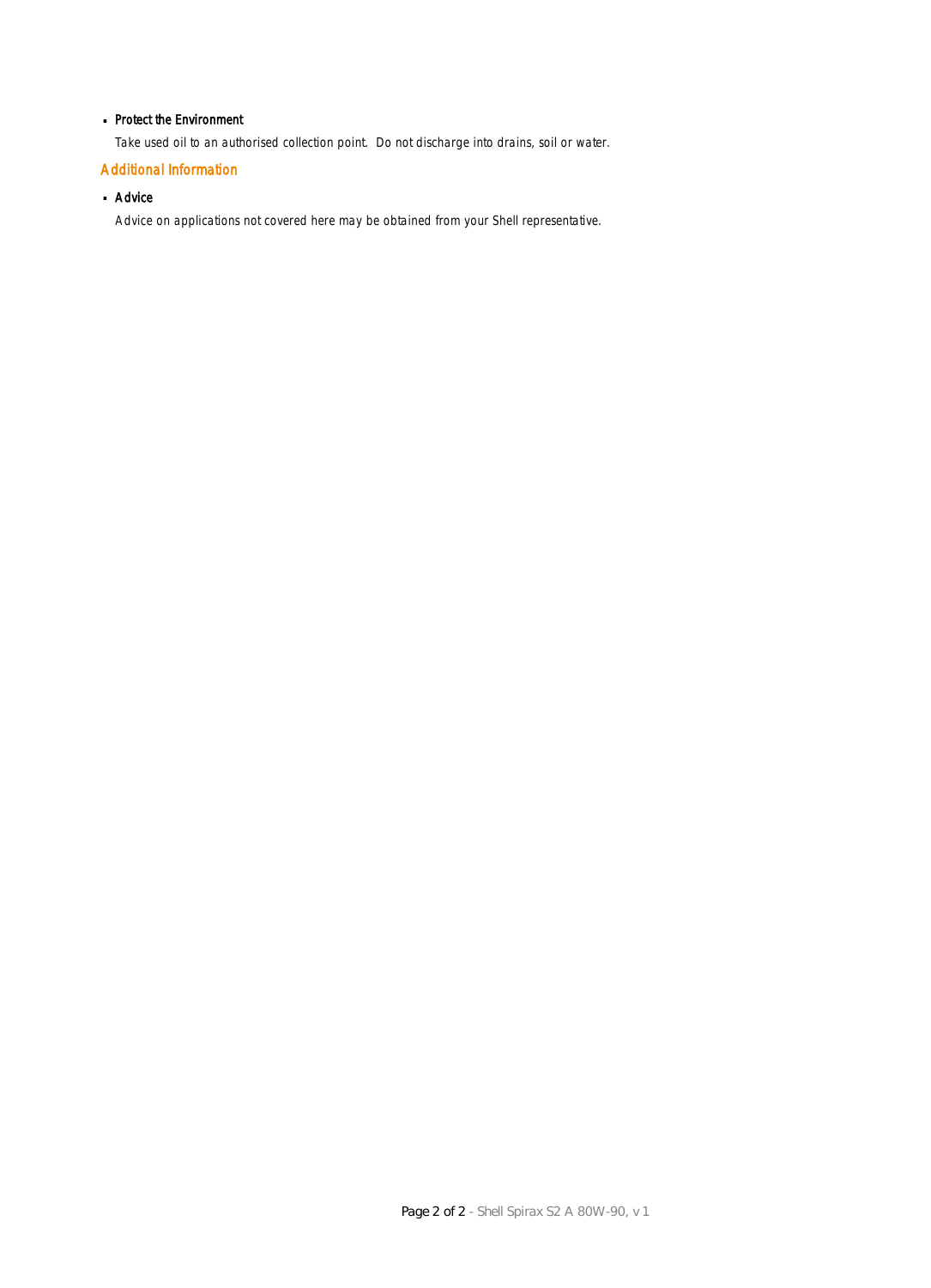- **Protect the Environment**

  *Take used oil to an authorised collection point. Do not discharge into drains, soil or water.*

## Additional Information

- **Advice**

  *Advice on applications not covered here may be obtained from your Shell representative.*